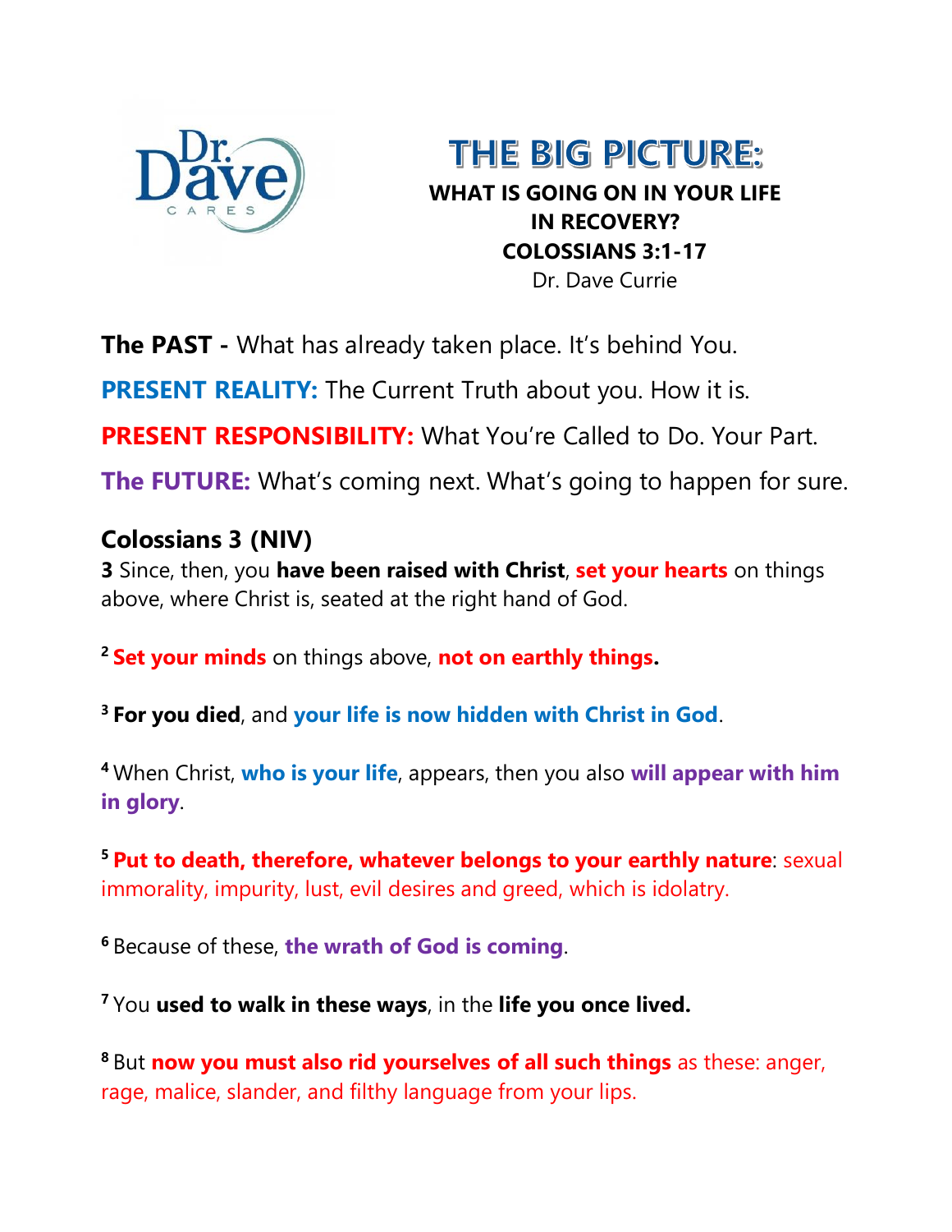Dr. Dave CARES

# THE BIG PICTURE:

**WHAT IS GOING ON IN YOUR LIFE IN RECOVERY?**
**COLOSSIANS 3:1-17**
Dr. Dave Currie

**The PAST -** What has already taken place. It's behind You.

**PRESENT REALITY:** The Current Truth about you. How it is.

**PRESENT RESPONSIBILITY:** What You're Called to Do. Your Part.

**The FUTURE:** What's coming next. What's going to happen for sure.

## Colossians 3 (NIV)

**3** Since, then, you **have been raised with Christ**, **set your hearts** on things above, where Christ is, seated at the right hand of God.

[2] **Set your minds** on things above, **not on earthly things.**

[3] **For you died**, and **your life is now hidden with Christ in God**.

[4] When Christ, **who is your life**, appears, then you also **will appear with him in glory**.

[5] **Put to death, therefore, whatever belongs to your earthly nature**: sexual immorality, impurity, lust, evil desires and greed, which is idolatry.

[6] Because of these, **the wrath of God is coming**.

[7] You **used to walk in these ways**, in the **life you once lived.**

[8] But **now you must also rid yourselves of all such things** as these: anger, rage, malice, slander, and filthy language from your lips.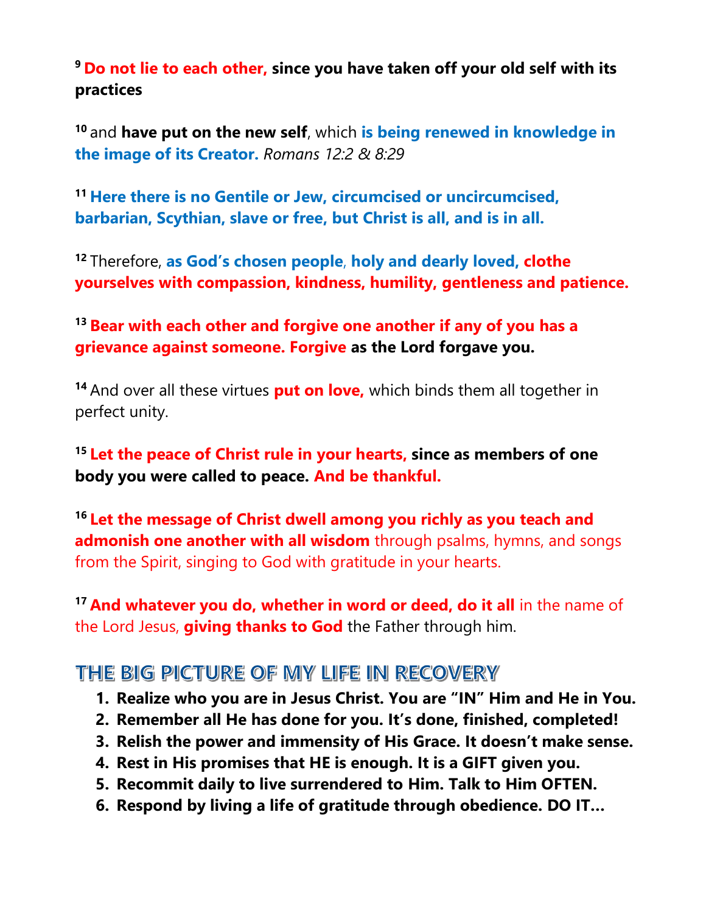[9] **Do not lie to each other, since you have taken off your old self with its practices**

[10] and **have put on the new self**, which **is being renewed in knowledge in the image of its Creator.** *Romans 12:2 & 8:29*

[11] **Here there is no Gentile or Jew, circumcised or uncircumcised, barbarian, Scythian, slave or free, but Christ is all, and is in all.**

[12] Therefore, **as God's chosen people**, **holy and dearly loved, clothe yourselves with compassion, kindness, humility, gentleness and patience.**

[13] **Bear with each other and forgive one another if any of you has a grievance against someone. Forgive as the Lord forgave you.**

[14] And over all these virtues **put on love,** which binds them all together in perfect unity.

[15] **Let the peace of Christ rule in your hearts, since as members of one body you were called to peace. And be thankful.**

[16] **Let the message of Christ dwell among you richly as you teach and admonish one another with all wisdom** through psalms, hymns, and songs from the Spirit, singing to God with gratitude in your hearts.

[17] **And whatever you do, whether in word or deed, do it all** in the name of the Lord Jesus, **giving thanks to God** the Father through him.

## THE BIG PICTURE OF MY LIFE IN RECOVERY

1. **Realize who you are in Jesus Christ. You are "IN" Him and He in You.**
2. **Remember all He has done for you. It's done, finished, completed!**
3. **Relish the power and immensity of His Grace. It doesn't make sense.**
4. **Rest in His promises that HE is enough. It is a GIFT given you.**
5. **Recommit daily to live surrendered to Him. Talk to Him OFTEN.**
6. **Respond by living a life of gratitude through obedience. DO IT…**